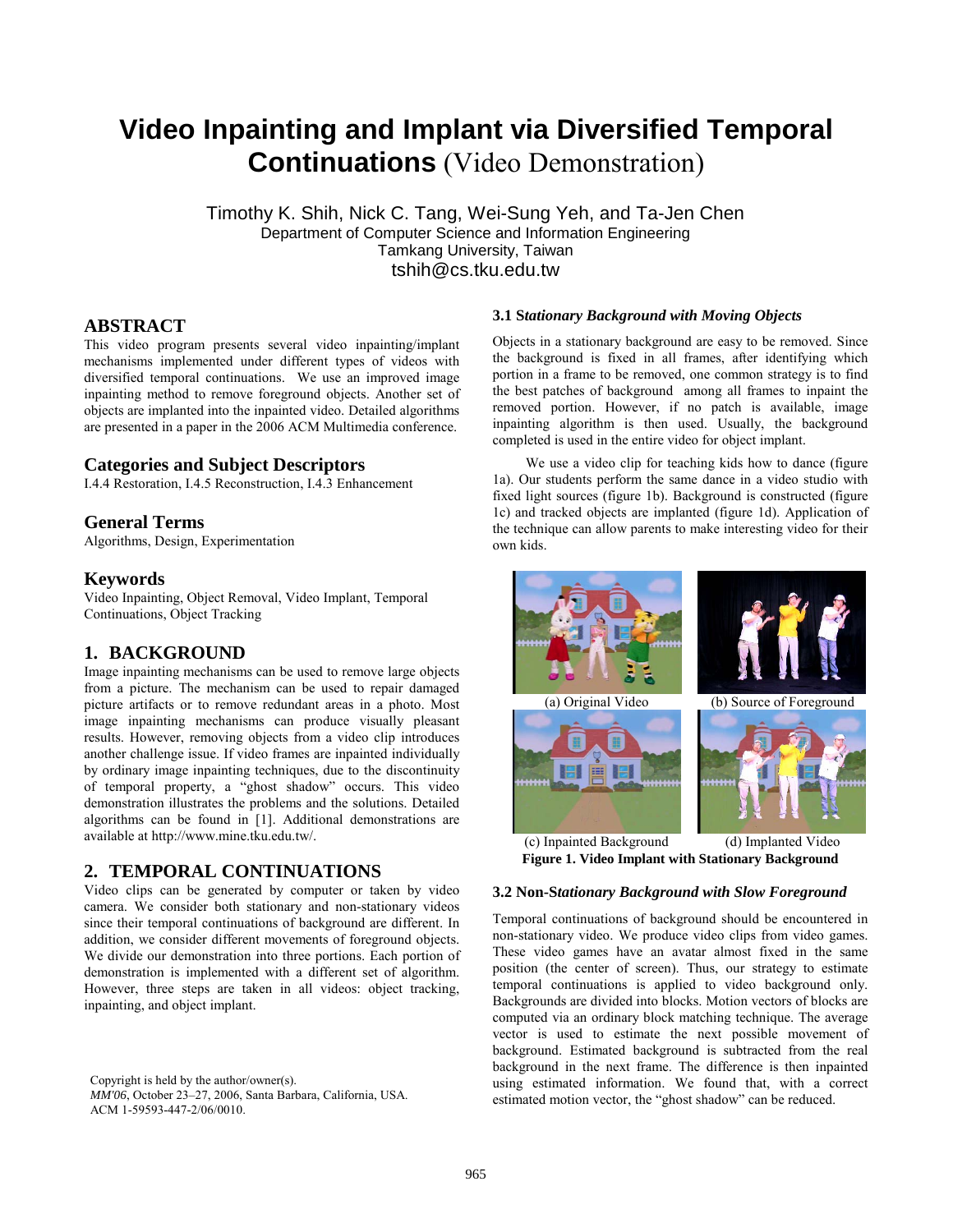# Video Inpainting and Implant via Diversified Temporal Continuations (Video Demonstration)

Timothy K. Shih, Nick C. Tang, Wei-Sung Yeh, and Ta-Jen Chen
Department of Computer Science and Information Engineering
Tamkang University, Taiwan
tshih@cs.tku.edu.tw

## ABSTRACT

This video program presents several video inpainting/implant mechanisms implemented under different types of videos with diversified temporal continuations. We use an improved image inpainting method to remove foreground objects. Another set of objects are implanted into the inpainted video. Detailed algorithms are presented in a paper in the 2006 ACM Multimedia conference.

## Categories and Subject Descriptors

I.4.4 Restoration, I.4.5 Reconstruction, I.4.3 Enhancement

## General Terms

Algorithms, Design, Experimentation

## Keywords

Video Inpainting, Object Removal, Video Implant, Temporal Continuations, Object Tracking

## 1. BACKGROUND

Image inpainting mechanisms can be used to remove large objects from a picture. The mechanism can be used to repair damaged picture artifacts or to remove redundant areas in a photo. Most image inpainting mechanisms can produce visually pleasant results. However, removing objects from a video clip introduces another challenge issue. If video frames are inpainted individually by ordinary image inpainting techniques, due to the discontinuity of temporal property, a "ghost shadow" occurs. This video demonstration illustrates the problems and the solutions. Detailed algorithms can be found in [1]. Additional demonstrations are available at http://www.mine.tku.edu.tw/.

## 2. TEMPORAL CONTINUATIONS

Video clips can be generated by computer or taken by video camera. We consider both stationary and non-stationary videos since their temporal continuations of background are different. In addition, we consider different movements of foreground objects. We divide our demonstration into three portions. Each portion of demonstration is implemented with a different set of algorithm. However, three steps are taken in all videos: object tracking, inpainting, and object implant.

Copyright is held by the author/owner(s).
*MM'06*, October 23–27, 2006, Santa Barbara, California, USA.
ACM 1-59593-447-2/06/0010.

### 3.1 *Stationary Background with Moving Objects*

Objects in a stationary background are easy to be removed. Since the background is fixed in all frames, after identifying which portion in a frame to be removed, one common strategy is to find the best patches of background among all frames to inpaint the removed portion. However, if no patch is available, image inpainting algorithm is then used. Usually, the background completed is used in the entire video for object implant.

We use a video clip for teaching kids how to dance (figure 1a). Our students perform the same dance in a video studio with fixed light sources (figure 1b). Background is constructed (figure 1c) and tracked objects are implanted (figure 1d). Application of the technique can allow parents to make interesting video for their own kids.

(a) Original Video (b) Source of Foreground
(c) Inpainted Background (d) Implanted Video

**Figure 1. Video Implant with Stationary Background**

### 3.2 *Non-Stationary Background with Slow Foreground*

Temporal continuations of background should be encountered in non-stationary video. We produce video clips from video games. These video games have an avatar almost fixed in the same position (the center of screen). Thus, our strategy to estimate temporal continuations is applied to video background only. Backgrounds are divided into blocks. Motion vectors of blocks are computed via an ordinary block matching technique. The average vector is used to estimate the next possible movement of background. Estimated background is subtracted from the real background in the next frame. The difference is then inpainted using estimated information. We found that, with a correct estimated motion vector, the "ghost shadow" can be reduced.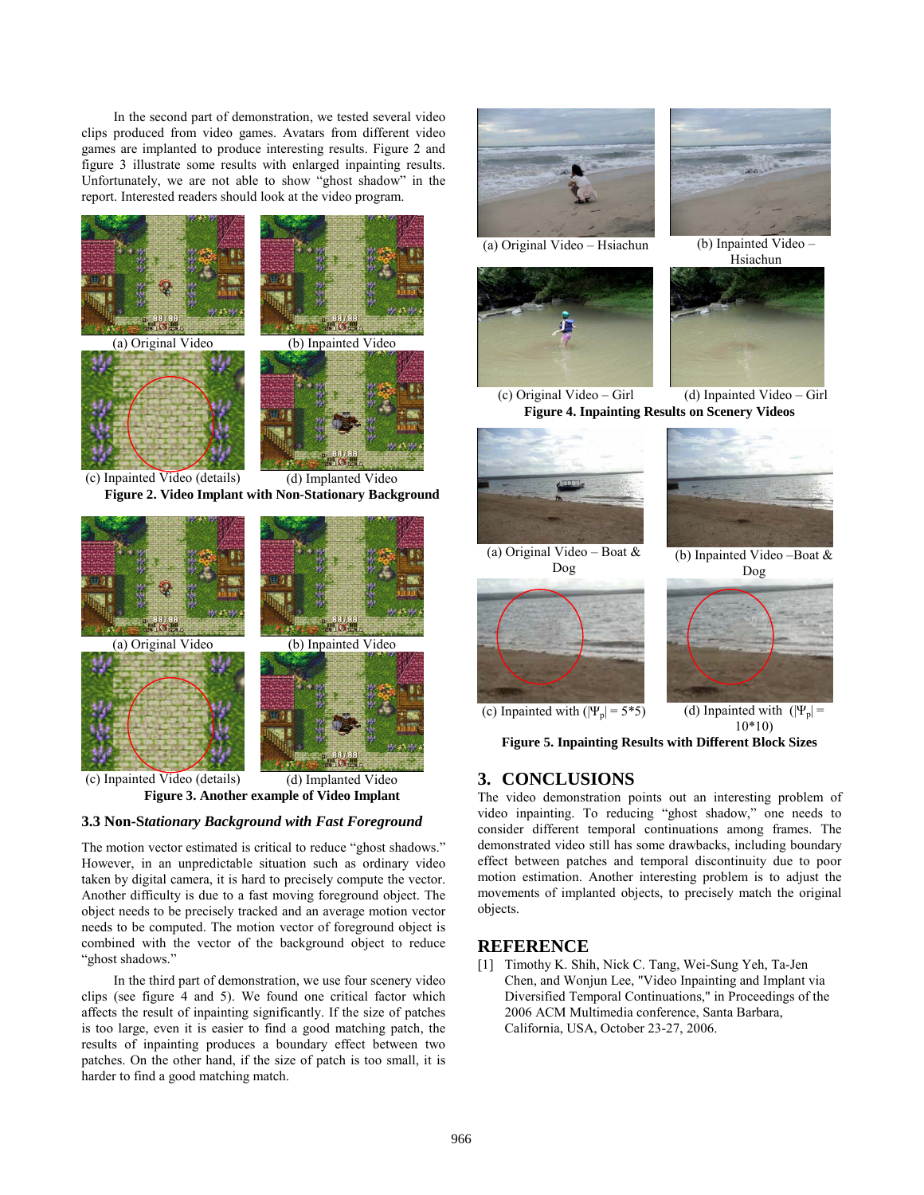In the second part of demonstration, we tested several video clips produced from video games. Avatars from different video games are implanted to produce interesting results. Figure 2 and figure 3 illustrate some results with enlarged inpainting results. Unfortunately, we are not able to show "ghost shadow" in the report. Interested readers should look at the video program.

(a) Original Video

(b) Inpainted Video

(c) Inpainted Video (details)

(d) Implanted Video

**Figure 2. Video Implant with Non-Stationary Background**

(a) Original Video

(b) Inpainted Video

(c) Inpainted Video (details)

(d) Implanted Video

**Figure 3. Another example of Video Implant**

### 3.3 Non-*Stationary Background with Fast Foreground*

The motion vector estimated is critical to reduce "ghost shadows." However, in an unpredictable situation such as ordinary video taken by digital camera, it is hard to precisely compute the vector. Another difficulty is due to a fast moving foreground object. The object needs to be precisely tracked and an average motion vector needs to be computed. The motion vector of foreground object is combined with the vector of the background object to reduce "ghost shadows."

In the third part of demonstration, we use four scenery video clips (see figure 4 and 5). We found one critical factor which affects the result of inpainting significantly. If the size of patches is too large, even it is easier to find a good matching patch, the results of inpainting produces a boundary effect between two patches. On the other hand, if the size of patch is too small, it is harder to find a good matching match.

(a) Original Video – Hsiachun

(b) Inpainted Video – Hsiachun

(c) Original Video – Girl

(d) Inpainted Video – Girl

**Figure 4. Inpainting Results on Scenery Videos**

(a) Original Video – Boat & Dog

(b) Inpainted Video –Boat & Dog

(c) Inpainted with ($|\Psi_p|$ = 5*5)

(d) Inpainted with ($|\Psi_p|$ = 10*10)

**Figure 5. Inpainting Results with Different Block Sizes**

## 3. CONCLUSIONS

The video demonstration points out an interesting problem of video inpainting. To reducing "ghost shadow," one needs to consider different temporal continuations among frames. The demonstrated video still has some drawbacks, including boundary effect between patches and temporal discontinuity due to poor motion estimation. Another interesting problem is to adjust the movements of implanted objects, to precisely match the original objects.

## REFERENCE

[1] Timothy K. Shih, Nick C. Tang, Wei-Sung Yeh, Ta-Jen Chen, and Wonjun Lee, "Video Inpainting and Implant via Diversified Temporal Continuations," in Proceedings of the 2006 ACM Multimedia conference, Santa Barbara, California, USA, October 23-27, 2006.